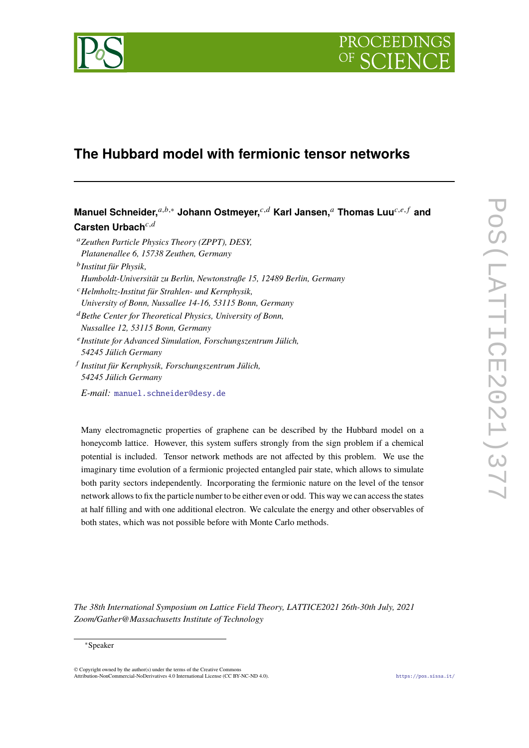# The Hubbard model with fermionic tensor networks

**Manuel Schneider,**[a,b,*] **Johann Ostmeyer,**[c,d] **Karl Jansen,**[a] **Thomas Luu**[c,e,f] **and Carsten Urbach**[c,d]

[a] *Zeuthen Particle Physics Theory (ZPPT), DESY, Platanenallee 6, 15738 Zeuthen, Germany*

[b] *Institut für Physik, Humboldt-Universität zu Berlin, Newtonstraße 15, 12489 Berlin, Germany*

[c] *Helmholtz-Institut für Strahlen- und Kernphysik, University of Bonn, Nussallee 14-16, 53115 Bonn, Germany*

[d] *Bethe Center for Theoretical Physics, University of Bonn, Nussallee 12, 53115 Bonn, Germany*

[e] *Institute for Advanced Simulation, Forschungszentrum Jülich, 54245 Jülich Germany*

[f] *Institut für Kernphysik, Forschungszentrum Jülich, 54245 Jülich Germany*

*E-mail:* manuel.schneider@desy.de

Many electromagnetic properties of graphene can be described by the Hubbard model on a honeycomb lattice. However, this system suffers strongly from the sign problem if a chemical potential is included. Tensor network methods are not affected by this problem. We use the imaginary time evolution of a fermionic projected entangled pair state, which allows to simulate both parity sectors independently. Incorporating the fermionic nature on the level of the tensor network allows to fix the particle number to be either even or odd. This way we can access the states at half filling and with one additional electron. We calculate the energy and other observables of both states, which was not possible before with Monte Carlo methods.

*The 38th International Symposium on Lattice Field Theory, LATTICE2021 26th-30th July, 2021 Zoom/Gather@Massachusetts Institute of Technology*

*Speaker

© Copyright owned by the author(s) under the terms of the Creative Commons Attribution-NonCommercial-NoDerivatives 4.0 International License (CC BY-NC-ND 4.0).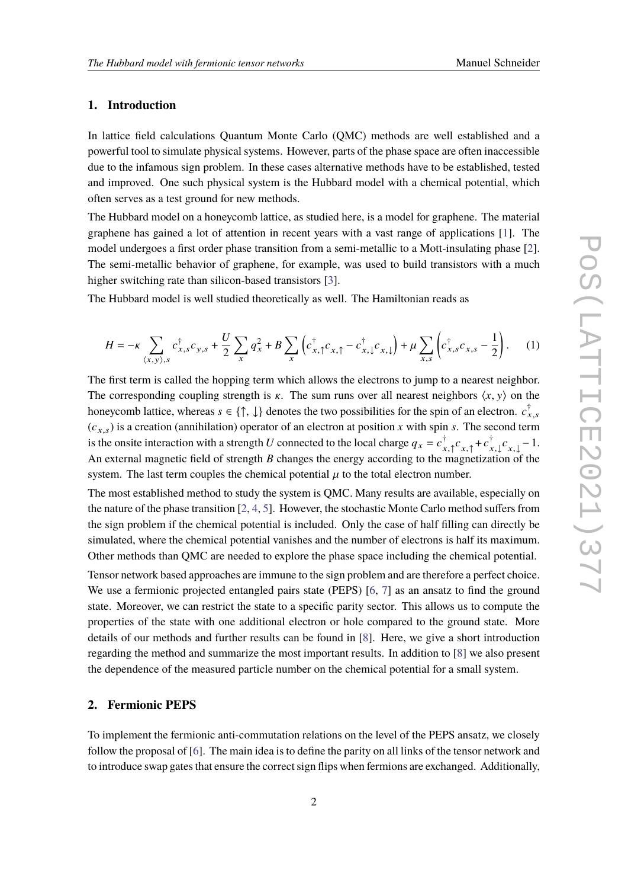## 1. Introduction

In lattice field calculations Quantum Monte Carlo (QMC) methods are well established and a powerful tool to simulate physical systems. However, parts of the phase space are often inaccessible due to the infamous sign problem. In these cases alternative methods have to be established, tested and improved. One such physical system is the Hubbard model with a chemical potential, which often serves as a test ground for new methods.

The Hubbard model on a honeycomb lattice, as studied here, is a model for graphene. The material graphene has gained a lot of attention in recent years with a vast range of applications [1]. The model undergoes a first order phase transition from a semi-metallic to a Mott-insulating phase [2]. The semi-metallic behavior of graphene, for example, was used to build transistors with a much higher switching rate than silicon-based transistors [3].

The Hubbard model is well studied theoretically as well. The Hamiltonian reads as

$$H = -\kappa \sum_{\langle x,y\rangle,s} c^\dagger_{x,s} c_{y,s} + \frac{U}{2}\sum_x q_x^2 + B\sum_x \left(c^\dagger_{x,\uparrow}c_{x,\uparrow} - c^\dagger_{x,\downarrow}c_{x,\downarrow}\right) + \mu \sum_{x,s}\left(c^\dagger_{x,s}c_{x,s} - \frac{1}{2}\right). \tag{1}$$

The first term is called the hopping term which allows the electrons to jump to a nearest neighbor. The corresponding coupling strength is $\kappa$. The sum runs over all nearest neighbors $\langle x, y\rangle$ on the honeycomb lattice, whereas $s \in \{\uparrow, \downarrow\}$ denotes the two possibilities for the spin of an electron. $c^\dagger_{x,s}$ ($c_{x,s}$) is a creation (annihilation) operator of an electron at position $x$ with spin $s$. The second term is the onsite interaction with a strength $U$ connected to the local charge $q_x = c^\dagger_{x,\uparrow}c_{x,\uparrow} + c^\dagger_{x,\downarrow}c_{x,\downarrow} - 1$. An external magnetic field of strength $B$ changes the energy according to the magnetization of the system. The last term couples the chemical potential $\mu$ to the total electron number.

The most established method to study the system is QMC. Many results are available, especially on the nature of the phase transition [2, 4, 5]. However, the stochastic Monte Carlo method suffers from the sign problem if the chemical potential is included. Only the case of half filling can directly be simulated, where the chemical potential vanishes and the number of electrons is half its maximum. Other methods than QMC are needed to explore the phase space including the chemical potential.

Tensor network based approaches are immune to the sign problem and are therefore a perfect choice. We use a fermionic projected entangled pairs state (PEPS) [6, 7] as an ansatz to find the ground state. Moreover, we can restrict the state to a specific parity sector. This allows us to compute the properties of the state with one additional electron or hole compared to the ground state. More details of our methods and further results can be found in [8]. Here, we give a short introduction regarding the method and summarize the most important results. In addition to [8] we also present the dependence of the measured particle number on the chemical potential for a small system.

## 2. Fermionic PEPS

To implement the fermionic anti-commutation relations on the level of the PEPS ansatz, we closely follow the proposal of [6]. The main idea is to define the parity on all links of the tensor network and to introduce swap gates that ensure the correct sign flips when fermions are exchanged. Additionally,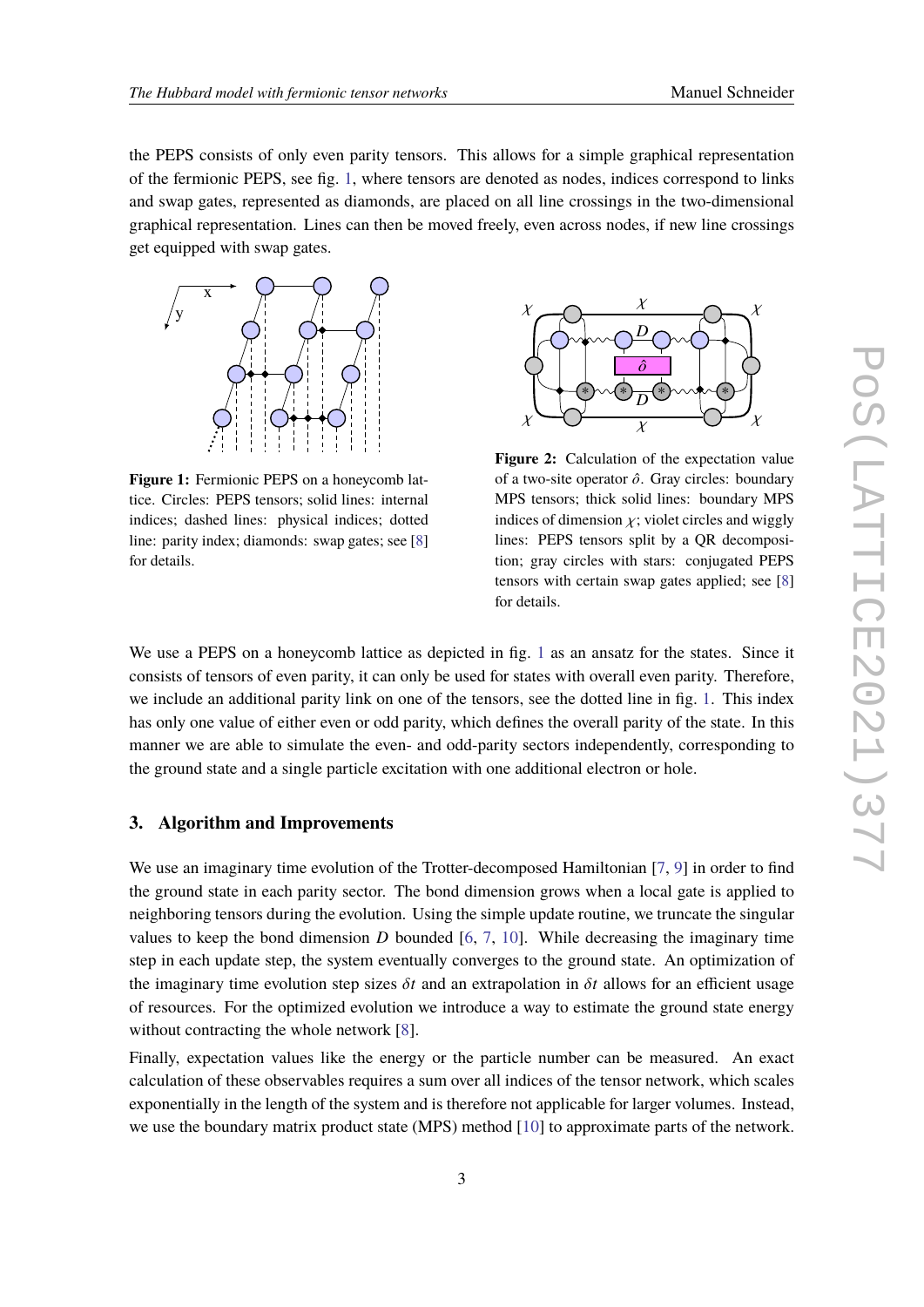the PEPS consists of only even parity tensors. This allows for a simple graphical representation of the fermionic PEPS, see fig. 1, where tensors are denoted as nodes, indices correspond to links and swap gates, represented as diamonds, are placed on all line crossings in the two-dimensional graphical representation. Lines can then be moved freely, even across nodes, if new line crossings get equipped with swap gates.

**Figure 1:** Fermionic PEPS on a honeycomb lattice. Circles: PEPS tensors; solid lines: internal indices; dashed lines: physical indices; dotted line: parity index; diamonds: swap gates; see [8] for details.

**Figure 2:** Calculation of the expectation value of a two-site operator $\hat{o}$. Gray circles: boundary MPS tensors; thick solid lines: boundary MPS indices of dimension $\chi$; violet circles and wiggly lines: PEPS tensors split by a QR decomposition; gray circles with stars: conjugated PEPS tensors with certain swap gates applied; see [8] for details.

We use a PEPS on a honeycomb lattice as depicted in fig. 1 as an ansatz for the states. Since it consists of tensors of even parity, it can only be used for states with overall even parity. Therefore, we include an additional parity link on one of the tensors, see the dotted line in fig. 1. This index has only one value of either even or odd parity, which defines the overall parity of the state. In this manner we are able to simulate the even- and odd-parity sectors independently, corresponding to the ground state and a single particle excitation with one additional electron or hole.

## 3. Algorithm and Improvements

We use an imaginary time evolution of the Trotter-decomposed Hamiltonian [7, 9] in order to find the ground state in each parity sector. The bond dimension grows when a local gate is applied to neighboring tensors during the evolution. Using the simple update routine, we truncate the singular values to keep the bond dimension $D$ bounded [6, 7, 10]. While decreasing the imaginary time step in each update step, the system eventually converges to the ground state. An optimization of the imaginary time evolution step sizes $\delta t$ and an extrapolation in $\delta t$ allows for an efficient usage of resources. For the optimized evolution we introduce a way to estimate the ground state energy without contracting the whole network [8].

Finally, expectation values like the energy or the particle number can be measured. An exact calculation of these observables requires a sum over all indices of the tensor network, which scales exponentially in the length of the system and is therefore not applicable for larger volumes. Instead, we use the boundary matrix product state (MPS) method [10] to approximate parts of the network.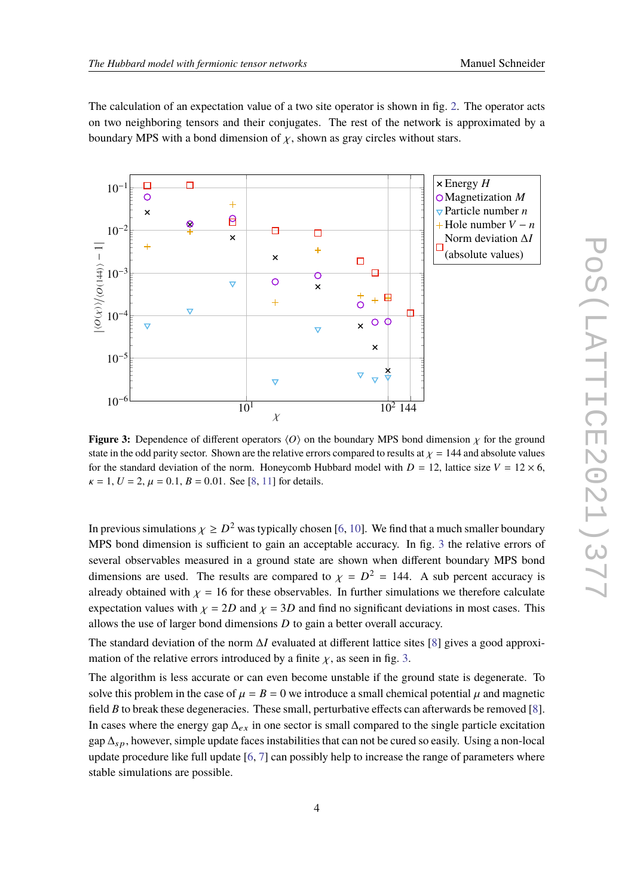The calculation of an expectation value of a two site operator is shown in fig. 2. The operator acts on two neighboring tensors and their conjugates. The rest of the network is approximated by a boundary MPS with a bond dimension of $\chi$, shown as gray circles without stars.

**Figure 3:** Dependence of different operators $\langle O \rangle$ on the boundary MPS bond dimension $\chi$ for the ground state in the odd parity sector. Shown are the relative errors compared to results at $\chi = 144$ and absolute values for the standard deviation of the norm. Honeycomb Hubbard model with $D = 12$, lattice size $V = 12 \times 6$, $\kappa = 1$, $U = 2$, $\mu = 0.1$, $B = 0.01$. See [8, 11] for details.

In previous simulations $\chi \geq D^2$ was typically chosen [6, 10]. We find that a much smaller boundary MPS bond dimension is sufficient to gain an acceptable accuracy. In fig. 3 the relative errors of several observables measured in a ground state are shown when different boundary MPS bond dimensions are used. The results are compared to $\chi = D^2 = 144$. A sub percent accuracy is already obtained with $\chi = 16$ for these observables. In further simulations we therefore calculate expectation values with $\chi = 2D$ and $\chi = 3D$ and find no significant deviations in most cases. This allows the use of larger bond dimensions $D$ to gain a better overall accuracy.

The standard deviation of the norm $\Delta I$ evaluated at different lattice sites [8] gives a good approximation of the relative errors introduced by a finite $\chi$, as seen in fig. 3.

The algorithm is less accurate or can even become unstable if the ground state is degenerate. To solve this problem in the case of $\mu = B = 0$ we introduce a small chemical potential $\mu$ and magnetic field $B$ to break these degeneracies. These small, perturbative effects can afterwards be removed [8]. In cases where the energy gap $\Delta_{ex}$ in one sector is small compared to the single particle excitation gap $\Delta_{sp}$, however, simple update faces instabilities that can not be cured so easily. Using a non-local update procedure like full update [6, 7] can possibly help to increase the range of parameters where stable simulations are possible.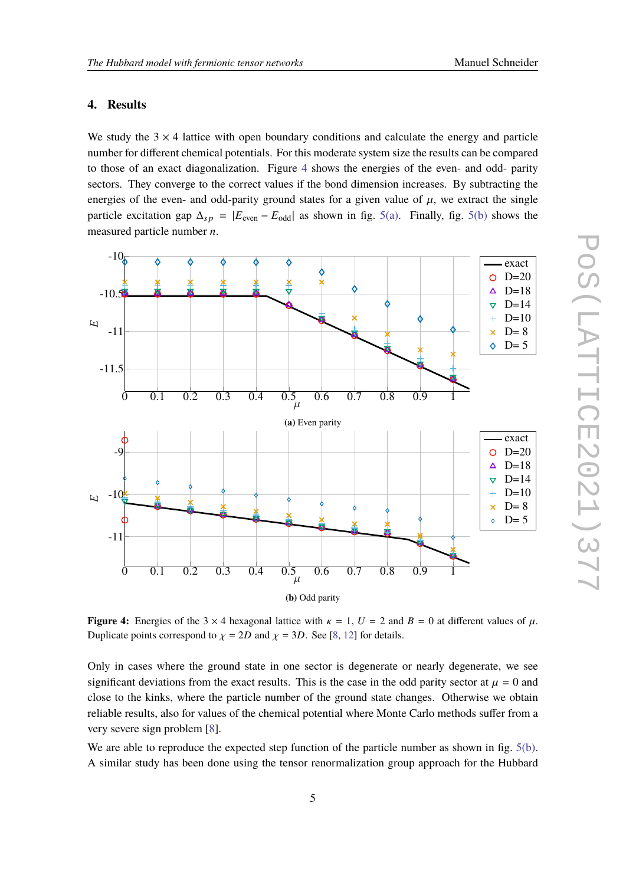## 4. Results

We study the $3 \times 4$ lattice with open boundary conditions and calculate the energy and particle number for different chemical potentials. For this moderate system size the results can be compared to those of an exact diagonalization. Figure 4 shows the energies of the even- and odd- parity sectors. They converge to the correct values if the bond dimension increases. By subtracting the energies of the even- and odd-parity ground states for a given value of $\mu$, we extract the single particle excitation gap $\Delta_{sp} = |E_{\text{even}} - E_{\text{odd}}|$ as shown in fig. 5(a). Finally, fig. 5(b) shows the measured particle number $n$.

(a) Even parity

(b) Odd parity

**Figure 4:** Energies of the $3 \times 4$ hexagonal lattice with $\kappa = 1$, $U = 2$ and $B = 0$ at different values of $\mu$. Duplicate points correspond to $\chi = 2D$ and $\chi = 3D$. See [8, 12] for details.

Only in cases where the ground state in one sector is degenerate or nearly degenerate, we see significant deviations from the exact results. This is the case in the odd parity sector at $\mu = 0$ and close to the kinks, where the particle number of the ground state changes. Otherwise we obtain reliable results, also for values of the chemical potential where Monte Carlo methods suffer from a very severe sign problem [8].

We are able to reproduce the expected step function of the particle number as shown in fig. 5(b). A similar study has been done using the tensor renormalization group approach for the Hubbard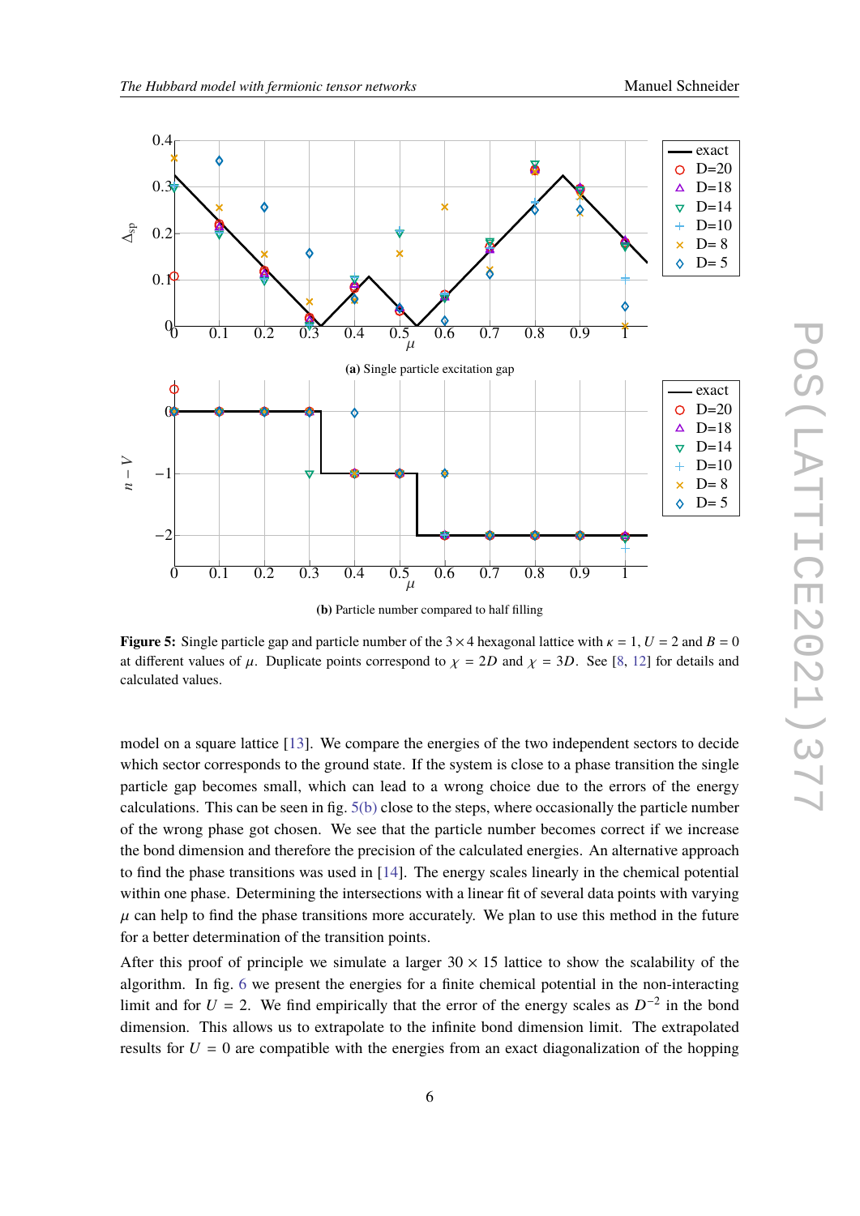**(a)** Single particle excitation gap

**(b)** Particle number compared to half filling

**Figure 5:** Single particle gap and particle number of the $3 \times 4$ hexagonal lattice with $\kappa = 1$, $U = 2$ and $B = 0$ at different values of $\mu$. Duplicate points correspond to $\chi = 2D$ and $\chi = 3D$. See [8, 12] for details and calculated values.

model on a square lattice [13]. We compare the energies of the two independent sectors to decide which sector corresponds to the ground state. If the system is close to a phase transition the single particle gap becomes small, which can lead to a wrong choice due to the errors of the energy calculations. This can be seen in fig. 5(b) close to the steps, where occasionally the particle number of the wrong phase got chosen. We see that the particle number becomes correct if we increase the bond dimension and therefore the precision of the calculated energies. An alternative approach to find the phase transitions was used in [14]. The energy scales linearly in the chemical potential within one phase. Determining the intersections with a linear fit of several data points with varying $\mu$ can help to find the phase transitions more accurately. We plan to use this method in the future for a better determination of the transition points.

After this proof of principle we simulate a larger $30 \times 15$ lattice to show the scalability of the algorithm. In fig. 6 we present the energies for a finite chemical potential in the non-interacting limit and for $U = 2$. We find empirically that the error of the energy scales as $D^{-2}$ in the bond dimension. This allows us to extrapolate to the infinite bond dimension limit. The extrapolated results for $U = 0$ are compatible with the energies from an exact diagonalization of the hopping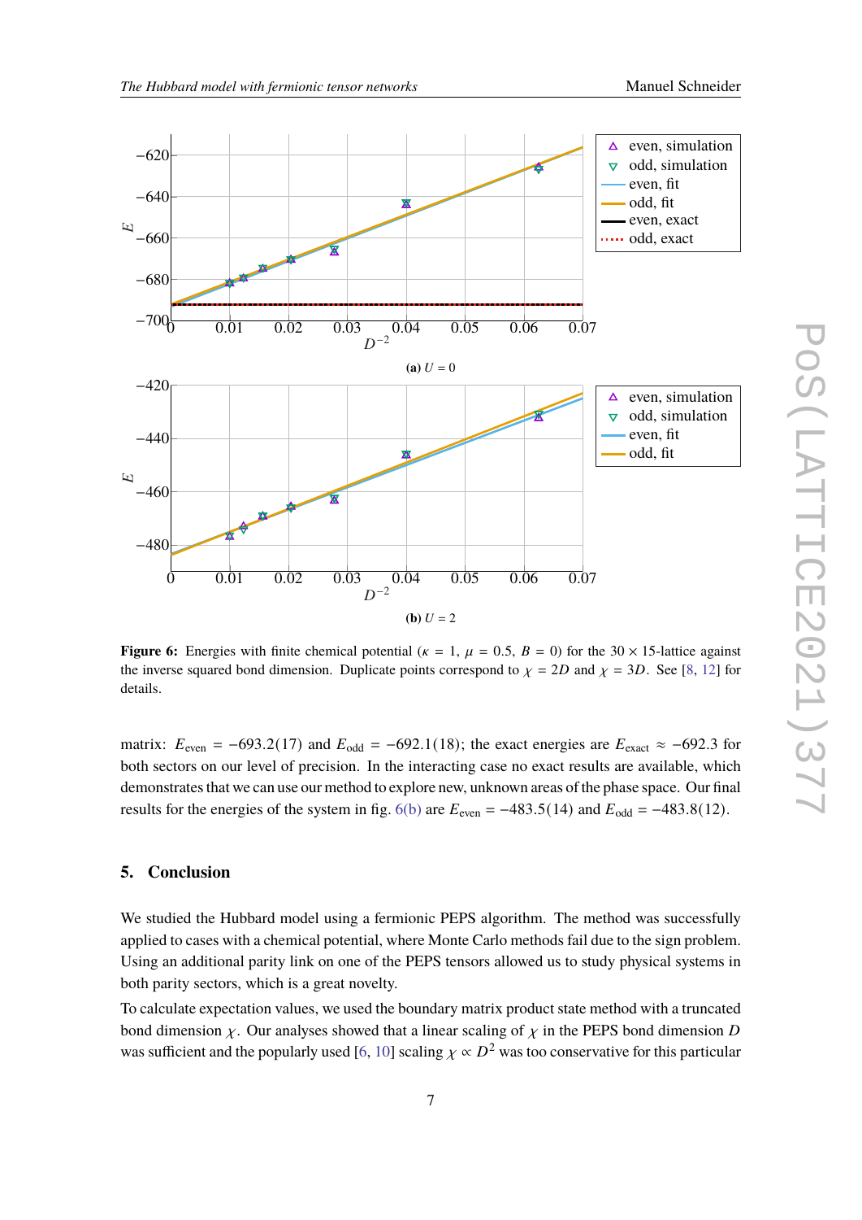**(a)** $U = 0$

**(b)** $U = 2$

**Figure 6:** Energies with finite chemical potential ($\kappa = 1$, $\mu = 0.5$, $B = 0$) for the $30 \times 15$-lattice against the inverse squared bond dimension. Duplicate points correspond to $\chi = 2D$ and $\chi = 3D$. See [8, 12] for details.

matrix: $E_{\text{even}} = -693.2(17)$ and $E_{\text{odd}} = -692.1(18)$; the exact energies are $E_{\text{exact}} \approx -692.3$ for both sectors on our level of precision. In the interacting case no exact results are available, which demonstrates that we can use our method to explore new, unknown areas of the phase space. Our final results for the energies of the system in fig. 6(b) are $E_{\text{even}} = -483.5(14)$ and $E_{\text{odd}} = -483.8(12)$.

## 5. Conclusion

We studied the Hubbard model using a fermionic PEPS algorithm. The method was successfully applied to cases with a chemical potential, where Monte Carlo methods fail due to the sign problem. Using an additional parity link on one of the PEPS tensors allowed us to study physical systems in both parity sectors, which is a great novelty.

To calculate expectation values, we used the boundary matrix product state method with a truncated bond dimension $\chi$. Our analyses showed that a linear scaling of $\chi$ in the PEPS bond dimension $D$ was sufficient and the popularly used [6, 10] scaling $\chi \propto D^2$ was too conservative for this particular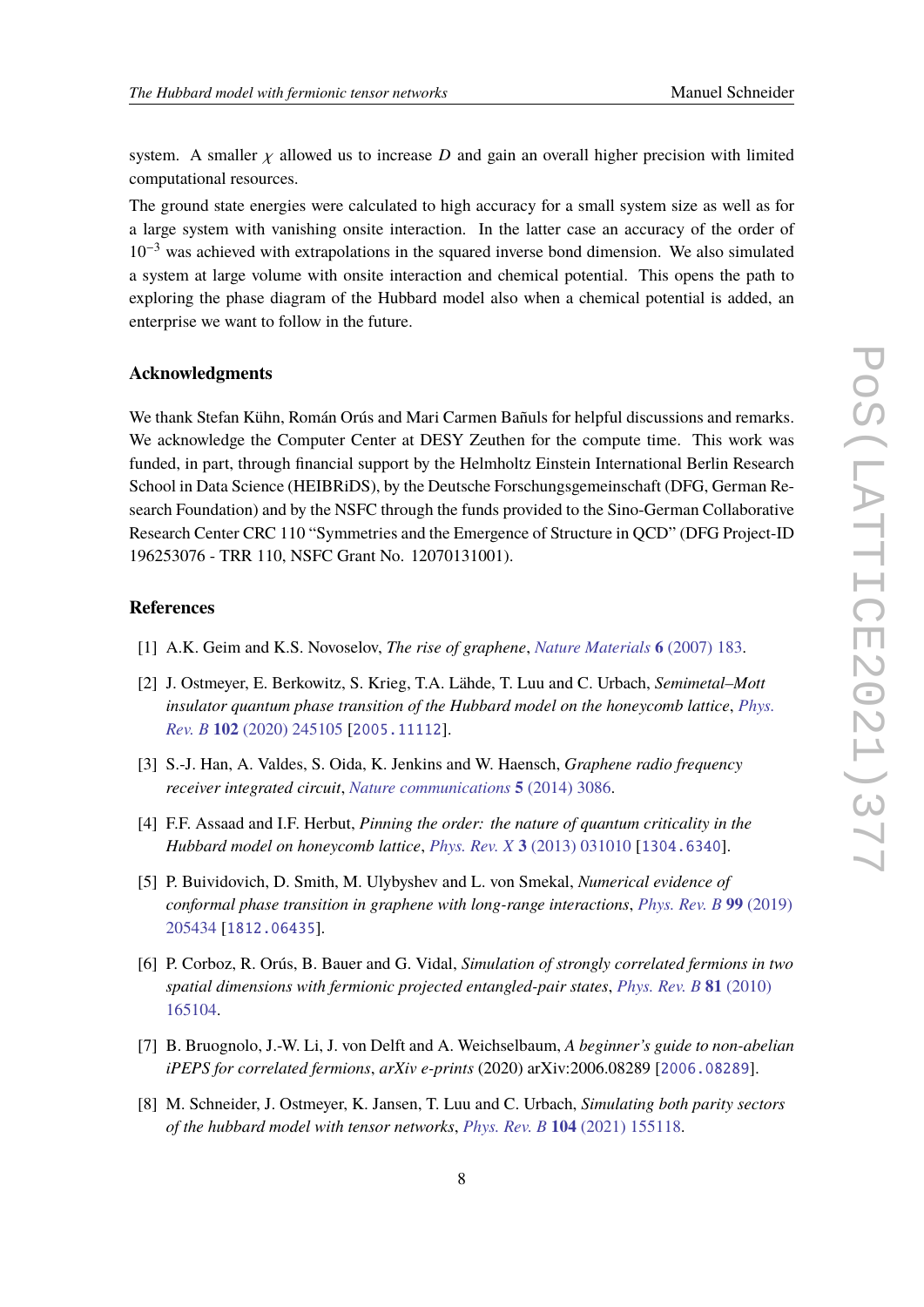system. A smaller $\chi$ allowed us to increase $D$ and gain an overall higher precision with limited computational resources.

The ground state energies were calculated to high accuracy for a small system size as well as for a large system with vanishing onsite interaction. In the latter case an accuracy of the order of $10^{-3}$ was achieved with extrapolations in the squared inverse bond dimension. We also simulated a system at large volume with onsite interaction and chemical potential. This opens the path to exploring the phase diagram of the Hubbard model also when a chemical potential is added, an enterprise we want to follow in the future.

## Acknowledgments

We thank Stefan Kühn, Román Orús and Mari Carmen Bañuls for helpful discussions and remarks. We acknowledge the Computer Center at DESY Zeuthen for the compute time. This work was funded, in part, through financial support by the Helmholtz Einstein International Berlin Research School in Data Science (HEIBRiDS), by the Deutsche Forschungsgemeinschaft (DFG, German Research Foundation) and by the NSFC through the funds provided to the Sino-German Collaborative Research Center CRC 110 "Symmetries and the Emergence of Structure in QCD" (DFG Project-ID 196253076 - TRR 110, NSFC Grant No. 12070131001).

## References

[1] A.K. Geim and K.S. Novoselov, *The rise of graphene*, Nature Materials **6** (2007) 183.

[2] J. Ostmeyer, E. Berkowitz, S. Krieg, T.A. Lähde, T. Luu and C. Urbach, *Semimetal–Mott insulator quantum phase transition of the Hubbard model on the honeycomb lattice*, Phys. Rev. B **102** (2020) 245105 [2005.11112].

[3] S.-J. Han, A. Valdes, S. Oida, K. Jenkins and W. Haensch, *Graphene radio frequency receiver integrated circuit*, Nature communications **5** (2014) 3086.

[4] F.F. Assaad and I.F. Herbut, *Pinning the order: the nature of quantum criticality in the Hubbard model on honeycomb lattice*, Phys. Rev. X **3** (2013) 031010 [1304.6340].

[5] P. Buividovich, D. Smith, M. Ulybyshev and L. von Smekal, *Numerical evidence of conformal phase transition in graphene with long-range interactions*, Phys. Rev. B **99** (2019) 205434 [1812.06435].

[6] P. Corboz, R. Orús, B. Bauer and G. Vidal, *Simulation of strongly correlated fermions in two spatial dimensions with fermionic projected entangled-pair states*, Phys. Rev. B **81** (2010) 165104.

[7] B. Bruognolo, J.-W. Li, J. von Delft and A. Weichselbaum, *A beginner's guide to non-abelian iPEPS for correlated fermions*, *arXiv e-prints* (2020) arXiv:2006.08289 [2006.08289].

[8] M. Schneider, J. Ostmeyer, K. Jansen, T. Luu and C. Urbach, *Simulating both parity sectors of the hubbard model with tensor networks*, Phys. Rev. B **104** (2021) 155118.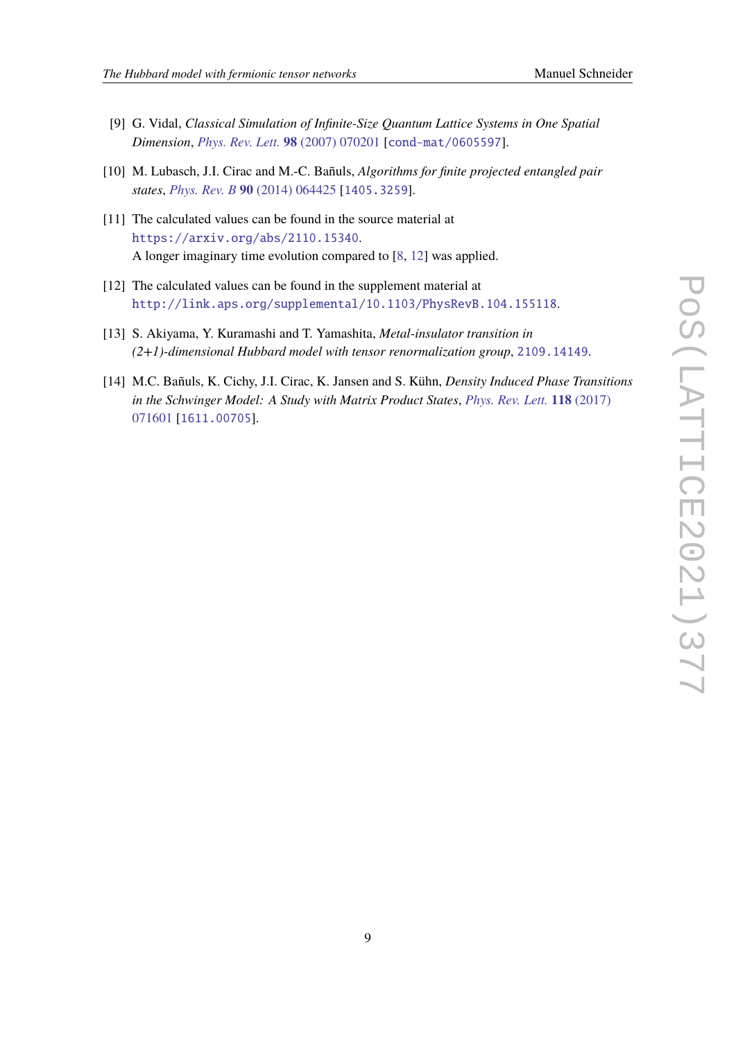[9] G. Vidal, *Classical Simulation of Infinite-Size Quantum Lattice Systems in One Spatial Dimension*, *Phys. Rev. Lett.* **98** (2007) 070201 [cond-mat/0605597].

[10] M. Lubasch, J.I. Cirac and M.-C. Bañuls, *Algorithms for finite projected entangled pair states*, *Phys. Rev. B* **90** (2014) 064425 [1405.3259].

[11] The calculated values can be found in the source material at https://arxiv.org/abs/2110.15340.
A longer imaginary time evolution compared to [8, 12] was applied.

[12] The calculated values can be found in the supplement material at http://link.aps.org/supplemental/10.1103/PhysRevB.104.155118.

[13] S. Akiyama, Y. Kuramashi and T. Yamashita, *Metal-insulator transition in (2+1)-dimensional Hubbard model with tensor renormalization group*, 2109.14149.

[14] M.C. Bañuls, K. Cichy, J.I. Cirac, K. Jansen and S. Kühn, *Density Induced Phase Transitions in the Schwinger Model: A Study with Matrix Product States*, *Phys. Rev. Lett.* **118** (2017) 071601 [1611.00705].